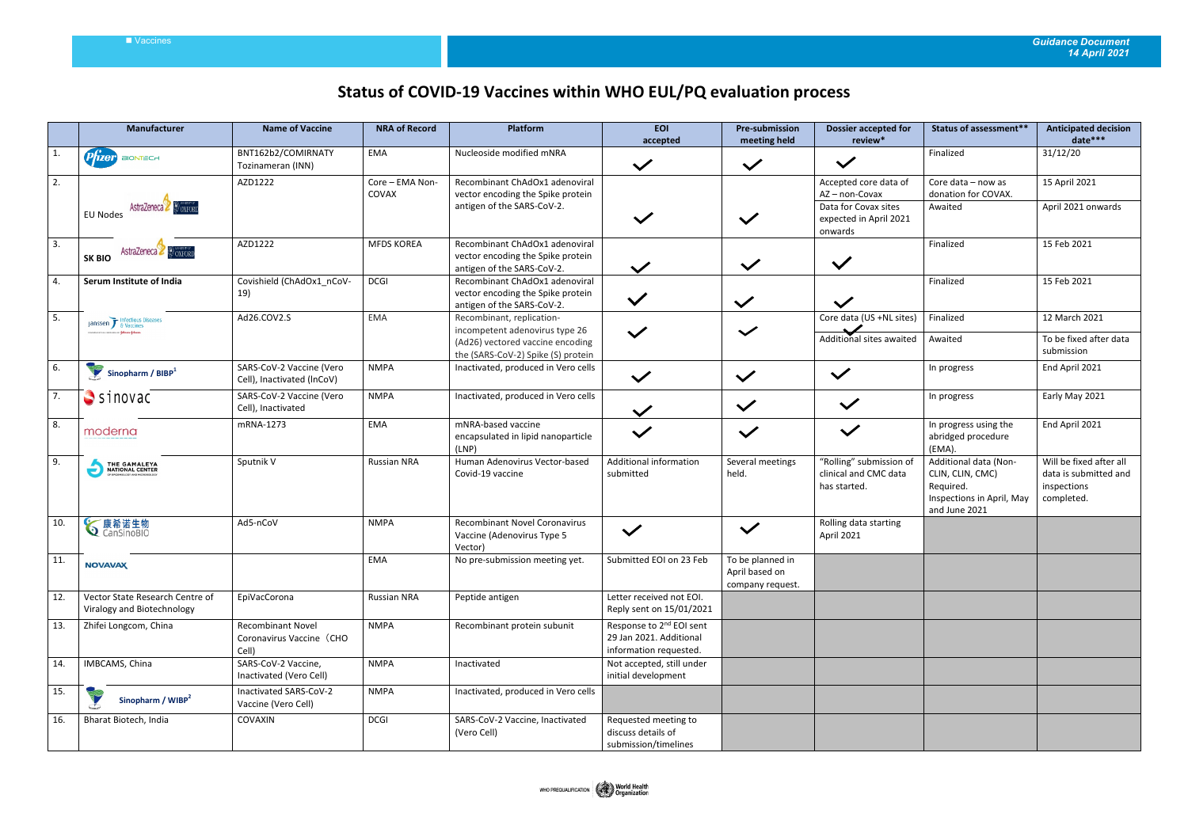# Status of COVID-19 Vaccines within WHO EUL/PQ evaluation process

| | Manufacturer | Name of Vaccine | NRA of Record | Platform | EOI accepted | Pre-submission meeting held | Dossier accepted for review* | Status of assessment** | Anticipated decision date*** |
|---|---|---|---|---|---|---|---|---|---|
| 1. | Pfizer BIONTECH | BNT162b2/COMIRNATY Tozinameran (INN) | EMA | Nucleoside modified mNRA | ✓ | ✓ | ✓ | Finalized | 31/12/20 |
| 2. | EU Nodes AstraZeneca OXFORD | AZD1222 | Core – EMA Non-COVAX | Recombinant ChAdOx1 adenoviral vector encoding the Spike protein antigen of the SARS-CoV-2. | ✓ | ✓ | Accepted core data of AZ – non-Covax | Core data – now as donation for COVAX. | 15 April 2021 |
| | | | | | | | Data for Covax sites expected in April 2021 onwards | Awaited | April 2021 onwards |
| 3. | SK BIO AstraZeneca OXFORD | AZD1222 | MFDS KOREA | Recombinant ChAdOx1 adenoviral vector encoding the Spike protein antigen of the SARS-CoV-2. | ✓ | ✓ | ✓ | Finalized | 15 Feb 2021 |
| 4. | Serum Institute of India | Covishield (ChAdOx1_nCoV-19) | DCGI | Recombinant ChAdOx1 adenoviral vector encoding the Spike protein antigen of the SARS-CoV-2. | ✓ | ✓ | ✓ | Finalized | 15 Feb 2021 |
| 5. | Janssen Infectious Diseases & Vaccines | Ad26.COV2.S | EMA | Recombinant, replication-incompetent adenovirus type 26 (Ad26) vectored vaccine encoding the (SARS-CoV-2) Spike (S) protein | ✓ | ✓ | Core data (US +NL sites) ✓ | Finalized | 12 March 2021 |
| | | | | | | | Additional sites awaited | Awaited | To be fixed after data submission |
| 6. | Sinopharm / BIBP[1] | SARS-CoV-2 Vaccine (Vero Cell), Inactivated (InCoV) | NMPA | Inactivated, produced in Vero cells | ✓ | ✓ | ✓ | In progress | End April 2021 |
| 7. | sinovac | SARS-CoV-2 Vaccine (Vero Cell), Inactivated | NMPA | Inactivated, produced in Vero cells | ✓ | ✓ | ✓ | In progress | Early May 2021 |
| 8. | moderna | mRNA-1273 | EMA | mNRA-based vaccine encapsulated in lipid nanoparticle (LNP) | ✓ | ✓ | ✓ | In progress using the abridged procedure (EMA). | End April 2021 |
| 9. | THE GAMALEYA NATIONAL CENTER | Sputnik V | Russian NRA | Human Adenovirus Vector-based Covid-19 vaccine | Additional information submitted | Several meetings held. | "Rolling" submission of clinical and CMC data has started. | Additional data (Non-CLIN, CLIN, CMC) Required. Inspections in April, May and June 2021 | Will be fixed after all data is submitted and inspections completed. |
| 10. | 康希诺生物 CanSinoBIO | Ad5-nCoV | NMPA | Recombinant Novel Coronavirus Vaccine (Adenovirus Type 5 Vector) | ✓ | ✓ | Rolling data starting April 2021 | | |
| 11. | NOVAVAX | | EMA | No pre-submission meeting yet. | Submitted EOI on 23 Feb | To be planned in April based on company request. | | | |
| 12. | Vector State Research Centre of Viralogy and Biotechnology | EpiVacCorona | Russian NRA | Peptide antigen | Letter received not EOI. Reply sent on 15/01/2021 | | | | |
| 13. | Zhifei Longcom, China | Recombinant Novel Coronavirus Vaccine（CHO Cell) | NMPA | Recombinant protein subunit | Response to 2nd EOI sent 29 Jan 2021. Additional information requested. | | | | |
| 14. | IMBCAMS, China | SARS-CoV-2 Vaccine, Inactivated (Vero Cell) | NMPA | Inactivated | Not accepted, still under initial development | | | | |
| 15. | Sinopharm / WIBP[2] | Inactivated SARS-CoV-2 Vaccine (Vero Cell) | NMPA | Inactivated, produced in Vero cells | | | | | |
| 16. | Bharat Biotech, India | COVAXIN | DCGI | SARS-CoV-2 Vaccine, Inactivated (Vero Cell) | Requested meeting to discuss details of submission/timelines | | | | |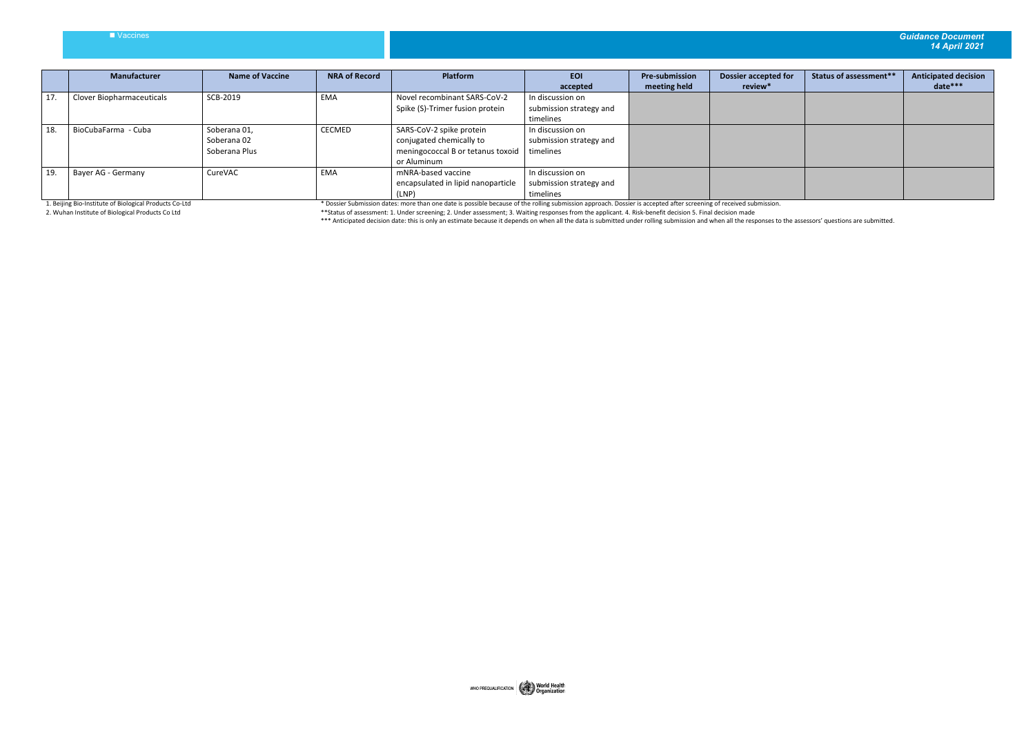| | Manufacturer | Name of Vaccine | NRA of Record | Platform | EOI accepted | Pre-submission meeting held | Dossier accepted for review* | Status of assessment** | Anticipated decision date*** |
|---|---|---|---|---|---|---|---|---|---|
| 17. | Clover Biopharmaceuticals | SCB-2019 | EMA | Novel recombinant SARS-CoV-2 Spike (S)-Trimer fusion protein | In discussion on submission strategy and timelines | | | | |
| 18. | BioCubaFarma - Cuba | Soberana 01, Soberana 02 Soberana Plus | CECMED | SARS-CoV-2 spike protein conjugated chemically to meningococcal B or tetanus toxoid or Aluminum | In discussion on submission strategy and timelines | | | | |
| 19. | Bayer AG - Germany | CureVAC | EMA | mNRA-based vaccine encapsulated in lipid nanoparticle (LNP) | In discussion on submission strategy and timelines | | | | |

1. Beijing Bio-Institute of Biological Products Co-Ltd

2. Wuhan Institute of Biological Products Co Ltd

* Dossier Submission dates: more than one date is possible because of the rolling submission approach. Dossier is accepted after screening of received submission.

**Status of assessment: 1. Under screening; 2. Under assessment; 3. Waiting responses from the applicant. 4. Risk-benefit decision 5. Final decision made

*** Anticipated decision date: this is only an estimate because it depends on when all the data is submitted under rolling submission and when all the responses to the assessors' questions are submitted.